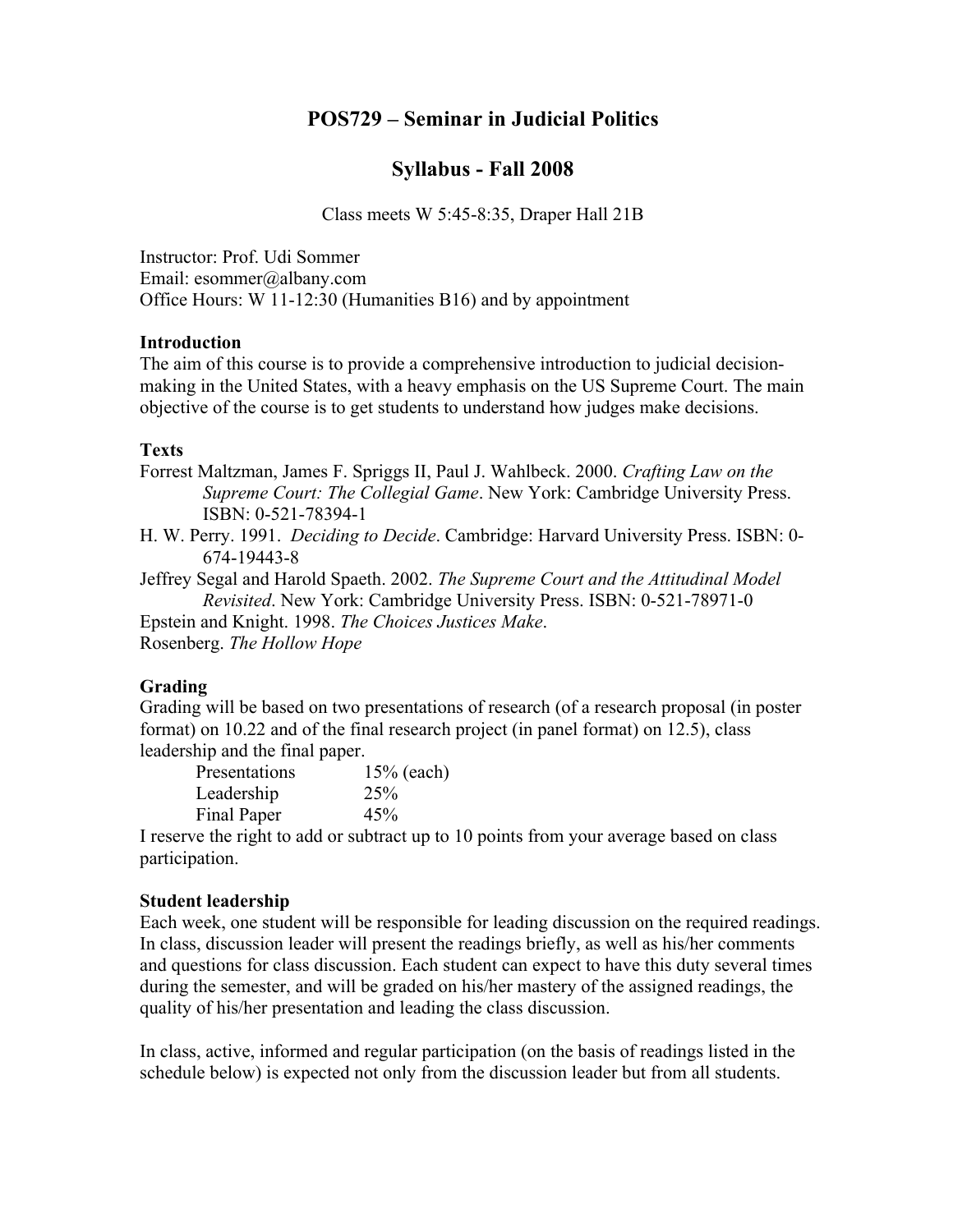# POS729 – Seminar in Judicial Politics

## Syllabus - Fall 2008

Class meets W 5:45-8:35, Draper Hall 21B

Instructor: Prof. Udi Sommer
Email: esommer@albany.com
Office Hours: W 11-12:30 (Humanities B16) and by appointment

**Introduction**

The aim of this course is to provide a comprehensive introduction to judicial decision-making in the United States, with a heavy emphasis on the US Supreme Court. The main objective of the course is to get students to understand how judges make decisions.

**Texts**

Forrest Maltzman, James F. Spriggs II, Paul J. Wahlbeck. 2000. *Crafting Law on the Supreme Court: The Collegial Game*. New York: Cambridge University Press. ISBN: 0-521-78394-1

H. W. Perry. 1991. *Deciding to Decide*. Cambridge: Harvard University Press. ISBN: 0-674-19443-8

Jeffrey Segal and Harold Spaeth. 2002. *The Supreme Court and the Attitudinal Model Revisited*. New York: Cambridge University Press. ISBN: 0-521-78971-0

Epstein and Knight. 1998. *The Choices Justices Make*.

Rosenberg. *The Hollow Hope*

**Grading**

Grading will be based on two presentations of research (of a research proposal (in poster format) on 10.22 and of the final research project (in panel format) on 12.5), class leadership and the final paper.

| | |
|---|---|
| Presentations | 15% (each) |
| Leadership | 25% |
| Final Paper | 45% |

I reserve the right to add or subtract up to 10 points from your average based on class participation.

**Student leadership**

Each week, one student will be responsible for leading discussion on the required readings. In class, discussion leader will present the readings briefly, as well as his/her comments and questions for class discussion. Each student can expect to have this duty several times during the semester, and will be graded on his/her mastery of the assigned readings, the quality of his/her presentation and leading the class discussion.

In class, active, informed and regular participation (on the basis of readings listed in the schedule below) is expected not only from the discussion leader but from all students.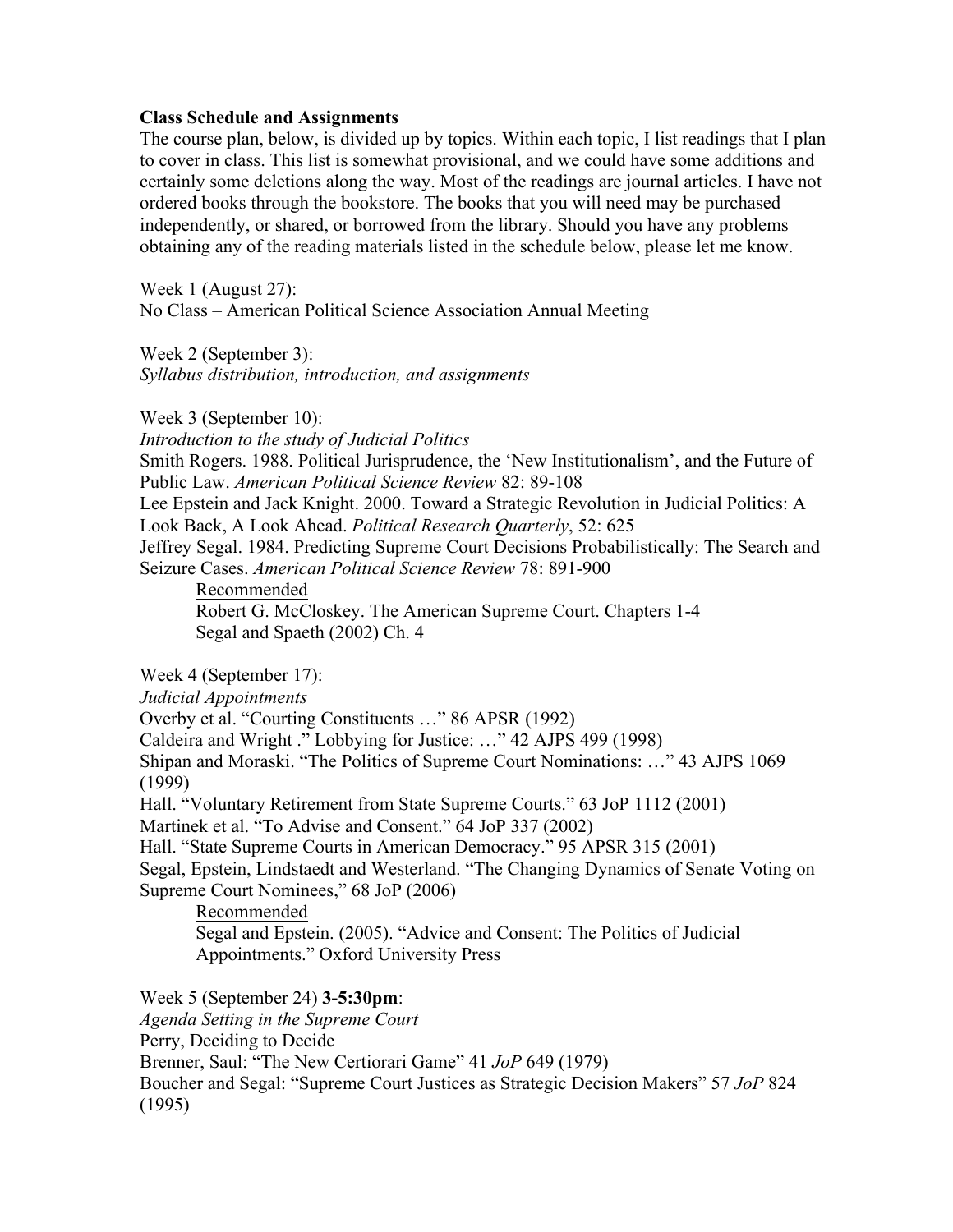**Class Schedule and Assignments**

The course plan, below, is divided up by topics. Within each topic, I list readings that I plan to cover in class. This list is somewhat provisional, and we could have some additions and certainly some deletions along the way. Most of the readings are journal articles. I have not ordered books through the bookstore. The books that you will need may be purchased independently, or shared, or borrowed from the library. Should you have any problems obtaining any of the reading materials listed in the schedule below, please let me know.

Week 1 (August 27):
No Class – American Political Science Association Annual Meeting

Week 2 (September 3):
*Syllabus distribution, introduction, and assignments*

Week 3 (September 10):
*Introduction to the study of Judicial Politics*
Smith Rogers. 1988. Political Jurisprudence, the 'New Institutionalism', and the Future of Public Law. *American Political Science Review* 82: 89-108
Lee Epstein and Jack Knight. 2000. Toward a Strategic Revolution in Judicial Politics: A Look Back, A Look Ahead. *Political Research Quarterly*, 52: 625
Jeffrey Segal. 1984. Predicting Supreme Court Decisions Probabilistically: The Search and Seizure Cases. *American Political Science Review* 78: 891-900

> Recommended
> Robert G. McCloskey. The American Supreme Court. Chapters 1-4
> Segal and Spaeth (2002) Ch. 4

Week 4 (September 17):
*Judicial Appointments*
Overby et al. "Courting Constituents …" 86 APSR (1992)
Caldeira and Wright ." Lobbying for Justice: …" 42 AJPS 499 (1998)
Shipan and Moraski. "The Politics of Supreme Court Nominations: …" 43 AJPS 1069 (1999)
Hall. "Voluntary Retirement from State Supreme Courts." 63 JoP 1112 (2001)
Martinek et al. "To Advise and Consent." 64 JoP 337 (2002)
Hall. "State Supreme Courts in American Democracy." 95 APSR 315 (2001)
Segal, Epstein, Lindstaedt and Westerland. "The Changing Dynamics of Senate Voting on Supreme Court Nominees," 68 JoP (2006)

> Recommended
> Segal and Epstein. (2005). "Advice and Consent: The Politics of Judicial Appointments." Oxford University Press

Week 5 (September 24) **3-5:30pm**:
*Agenda Setting in the Supreme Court*
Perry, Deciding to Decide
Brenner, Saul: "The New Certiorari Game" 41 *JoP* 649 (1979)
Boucher and Segal: "Supreme Court Justices as Strategic Decision Makers" 57 *JoP* 824 (1995)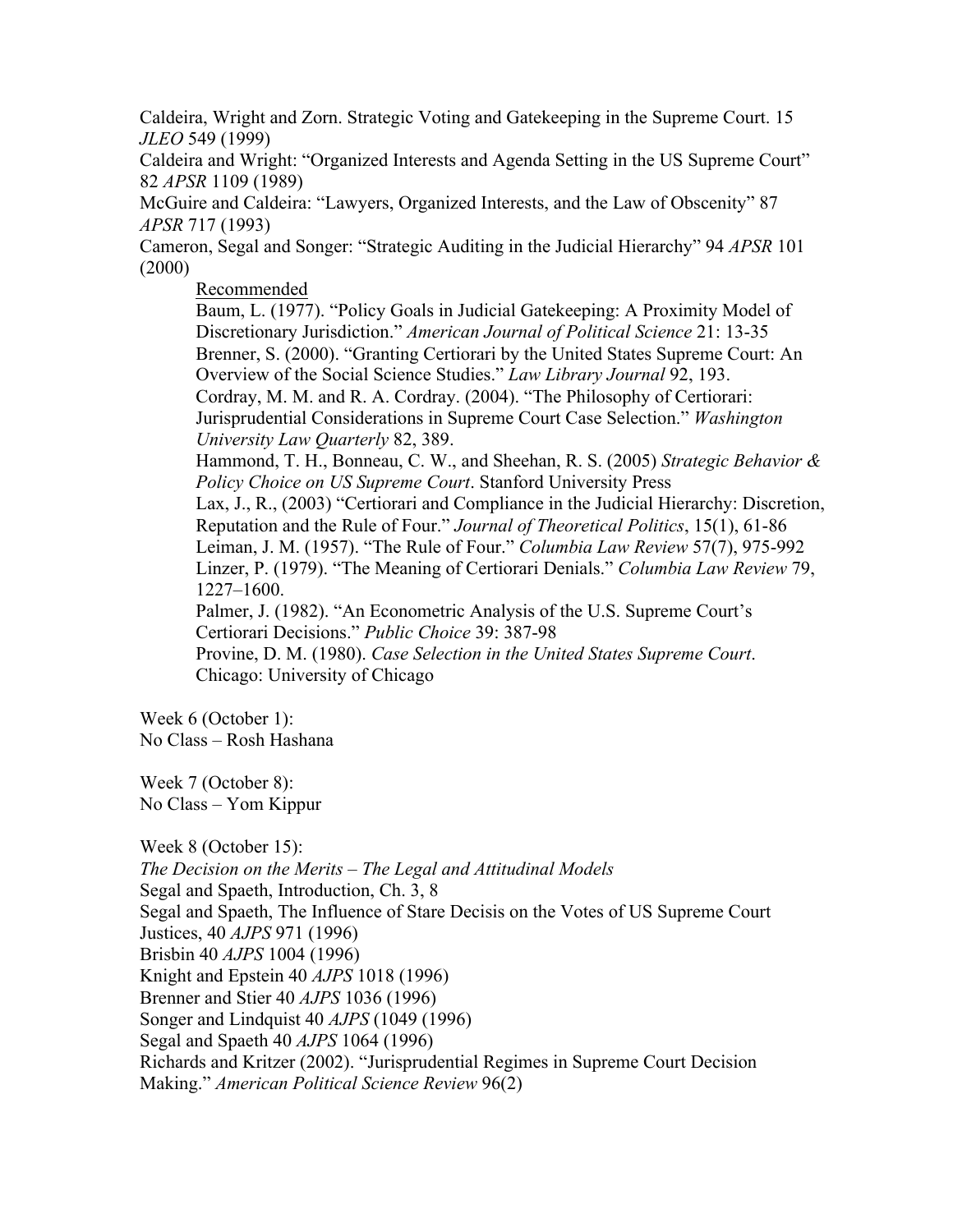Caldeira, Wright and Zorn. Strategic Voting and Gatekeeping in the Supreme Court. 15 *JLEO* 549 (1999)
Caldeira and Wright: "Organized Interests and Agenda Setting in the US Supreme Court" 82 *APSR* 1109 (1989)
McGuire and Caldeira: "Lawyers, Organized Interests, and the Law of Obscenity" 87 *APSR* 717 (1993)
Cameron, Segal and Songer: "Strategic Auditing in the Judicial Hierarchy" 94 *APSR* 101 (2000)

> <u>Recommended</u>
> Baum, L. (1977). "Policy Goals in Judicial Gatekeeping: A Proximity Model of Discretionary Jurisdiction." *American Journal of Political Science* 21: 13-35
> Brenner, S. (2000). "Granting Certiorari by the United States Supreme Court: An Overview of the Social Science Studies." *Law Library Journal* 92, 193.
> Cordray, M. M. and R. A. Cordray. (2004). "The Philosophy of Certiorari: Jurisprudential Considerations in Supreme Court Case Selection." *Washington University Law Quarterly* 82, 389.
> Hammond, T. H., Bonneau, C. W., and Sheehan, R. S. (2005) *Strategic Behavior & Policy Choice on US Supreme Court*. Stanford University Press
> Lax, J., R., (2003) "Certiorari and Compliance in the Judicial Hierarchy: Discretion, Reputation and the Rule of Four." *Journal of Theoretical Politics*, 15(1), 61-86
> Leiman, J. M. (1957). "The Rule of Four." *Columbia Law Review* 57(7), 975-992
> Linzer, P. (1979). "The Meaning of Certiorari Denials." *Columbia Law Review* 79, 1227–1600.
> Palmer, J. (1982). "An Econometric Analysis of the U.S. Supreme Court's Certiorari Decisions." *Public Choice* 39: 387-98
> Provine, D. M. (1980). *Case Selection in the United States Supreme Court*. Chicago: University of Chicago

Week 6 (October 1):
No Class – Rosh Hashana

Week 7 (October 8):
No Class – Yom Kippur

Week 8 (October 15):
*The Decision on the Merits – The Legal and Attitudinal Models*
Segal and Spaeth, Introduction, Ch. 3, 8
Segal and Spaeth, The Influence of Stare Decisis on the Votes of US Supreme Court Justices, 40 *AJPS* 971 (1996)
Brisbin 40 *AJPS* 1004 (1996)
Knight and Epstein 40 *AJPS* 1018 (1996)
Brenner and Stier 40 *AJPS* 1036 (1996)
Songer and Lindquist 40 *AJPS* (1049 (1996)
Segal and Spaeth 40 *AJPS* 1064 (1996)
Richards and Kritzer (2002). "Jurisprudential Regimes in Supreme Court Decision Making." *American Political Science Review* 96(2)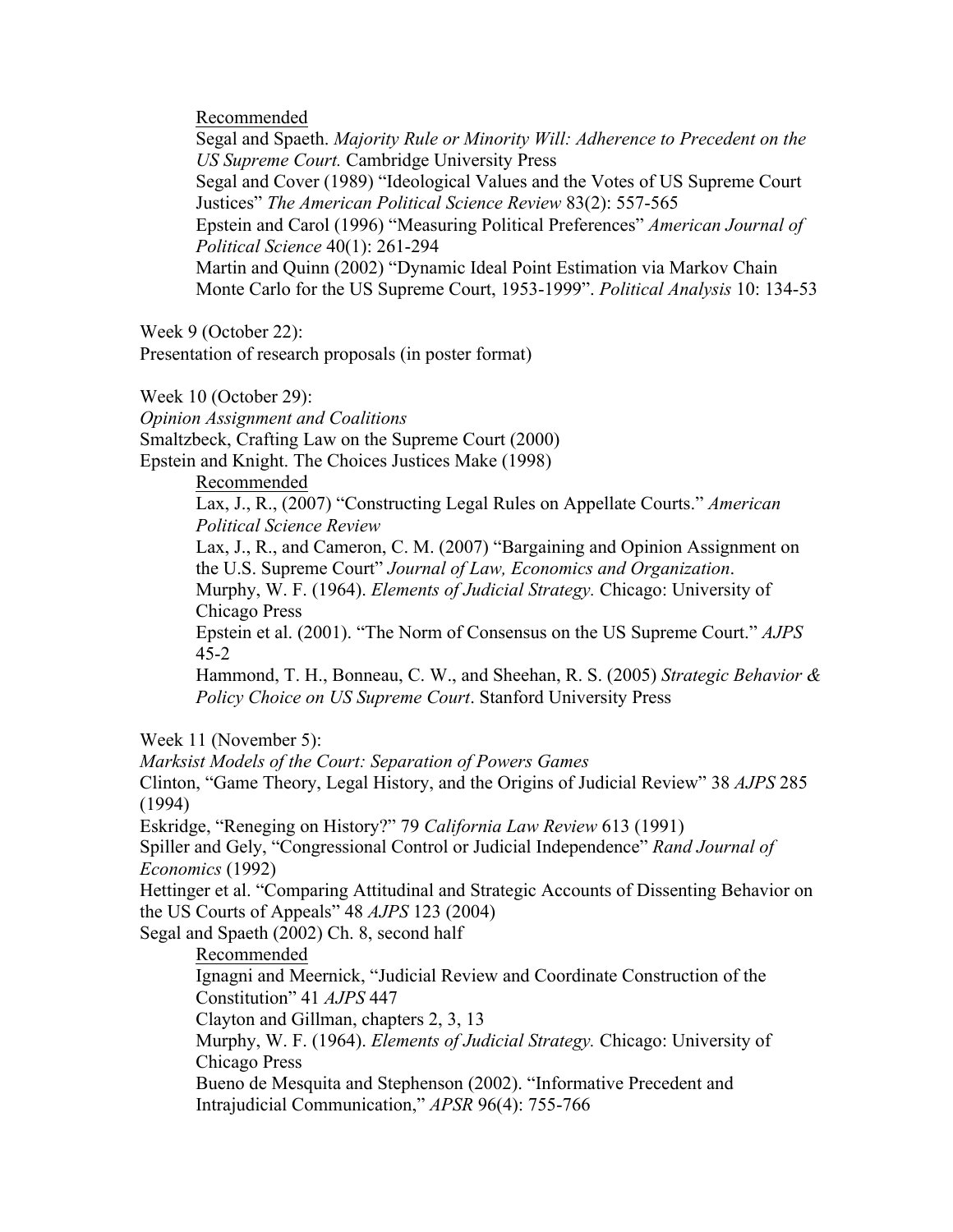Recommended

Segal and Spaeth. *Majority Rule or Minority Will: Adherence to Precedent on the US Supreme Court.* Cambridge University Press

Segal and Cover (1989) "Ideological Values and the Votes of US Supreme Court Justices" *The American Political Science Review* 83(2): 557-565

Epstein and Carol (1996) "Measuring Political Preferences" *American Journal of Political Science* 40(1): 261-294

Martin and Quinn (2002) "Dynamic Ideal Point Estimation via Markov Chain Monte Carlo for the US Supreme Court, 1953-1999". *Political Analysis* 10: 134-53

Week 9 (October 22):
Presentation of research proposals (in poster format)

Week 10 (October 29):
*Opinion Assignment and Coalitions*
Smaltzbeck, Crafting Law on the Supreme Court (2000)
Epstein and Knight. The Choices Justices Make (1998)

Recommended

Lax, J., R., (2007) "Constructing Legal Rules on Appellate Courts." *American Political Science Review*

Lax, J., R., and Cameron, C. M. (2007) "Bargaining and Opinion Assignment on the U.S. Supreme Court" *Journal of Law, Economics and Organization*.

Murphy, W. F. (1964). *Elements of Judicial Strategy.* Chicago: University of Chicago Press

Epstein et al. (2001). "The Norm of Consensus on the US Supreme Court." *AJPS* 45-2

Hammond, T. H., Bonneau, C. W., and Sheehan, R. S. (2005) *Strategic Behavior & Policy Choice on US Supreme Court*. Stanford University Press

Week 11 (November 5):
*Marksist Models of the Court: Separation of Powers Games*
Clinton, "Game Theory, Legal History, and the Origins of Judicial Review" 38 *AJPS* 285 (1994)
Eskridge, "Reneging on History?" 79 *California Law Review* 613 (1991)
Spiller and Gely, "Congressional Control or Judicial Independence" *Rand Journal of Economics* (1992)
Hettinger et al. "Comparing Attitudinal and Strategic Accounts of Dissenting Behavior on the US Courts of Appeals" 48 *AJPS* 123 (2004)
Segal and Spaeth (2002) Ch. 8, second half

Recommended

Ignagni and Meernick, "Judicial Review and Coordinate Construction of the Constitution" 41 *AJPS* 447

Clayton and Gillman, chapters 2, 3, 13

Murphy, W. F. (1964). *Elements of Judicial Strategy.* Chicago: University of Chicago Press

Bueno de Mesquita and Stephenson (2002). "Informative Precedent and Intrajudicial Communication," *APSR* 96(4): 755-766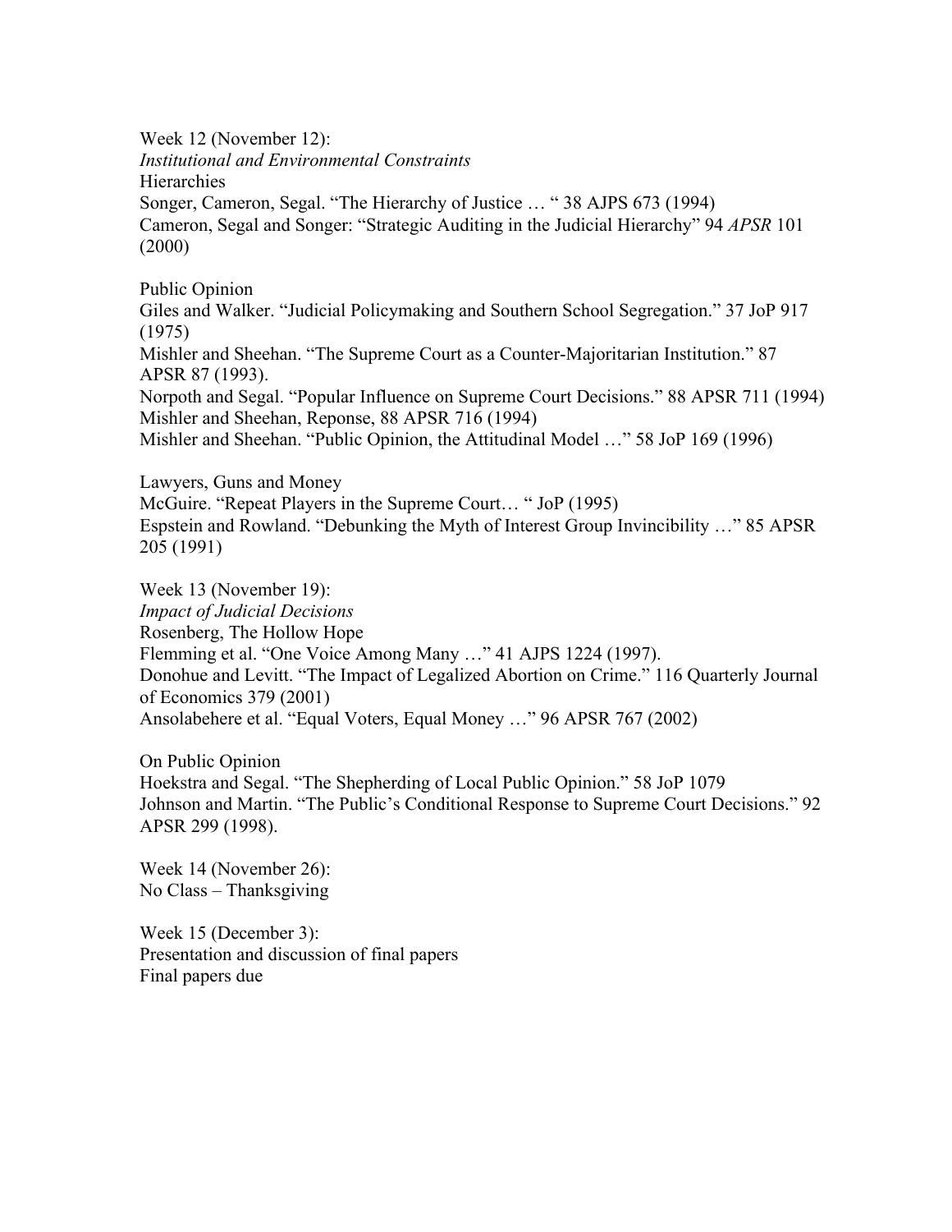Week 12 (November 12):
*Institutional and Environmental Constraints*
Hierarchies
Songer, Cameron, Segal. "The Hierarchy of Justice … " 38 AJPS 673 (1994)
Cameron, Segal and Songer: "Strategic Auditing in the Judicial Hierarchy" 94 *APSR* 101 (2000)

Public Opinion
Giles and Walker. "Judicial Policymaking and Southern School Segregation." 37 JoP 917 (1975)
Mishler and Sheehan. "The Supreme Court as a Counter-Majoritarian Institution." 87 APSR 87 (1993).
Norpoth and Segal. "Popular Influence on Supreme Court Decisions." 88 APSR 711 (1994)
Mishler and Sheehan, Reponse, 88 APSR 716 (1994)
Mishler and Sheehan. "Public Opinion, the Attitudinal Model …" 58 JoP 169 (1996)

Lawyers, Guns and Money
McGuire. "Repeat Players in the Supreme Court… " JoP (1995)
Espstein and Rowland. "Debunking the Myth of Interest Group Invincibility …" 85 APSR 205 (1991)

Week 13 (November 19):
*Impact of Judicial Decisions*
Rosenberg, The Hollow Hope
Flemming et al. "One Voice Among Many …" 41 AJPS 1224 (1997).
Donohue and Levitt. "The Impact of Legalized Abortion on Crime." 116 Quarterly Journal of Economics 379 (2001)
Ansolabehere et al. "Equal Voters, Equal Money …" 96 APSR 767 (2002)

On Public Opinion
Hoekstra and Segal. "The Shepherding of Local Public Opinion." 58 JoP 1079
Johnson and Martin. "The Public's Conditional Response to Supreme Court Decisions." 92 APSR 299 (1998).

Week 14 (November 26):
No Class – Thanksgiving

Week 15 (December 3):
Presentation and discussion of final papers
Final papers due